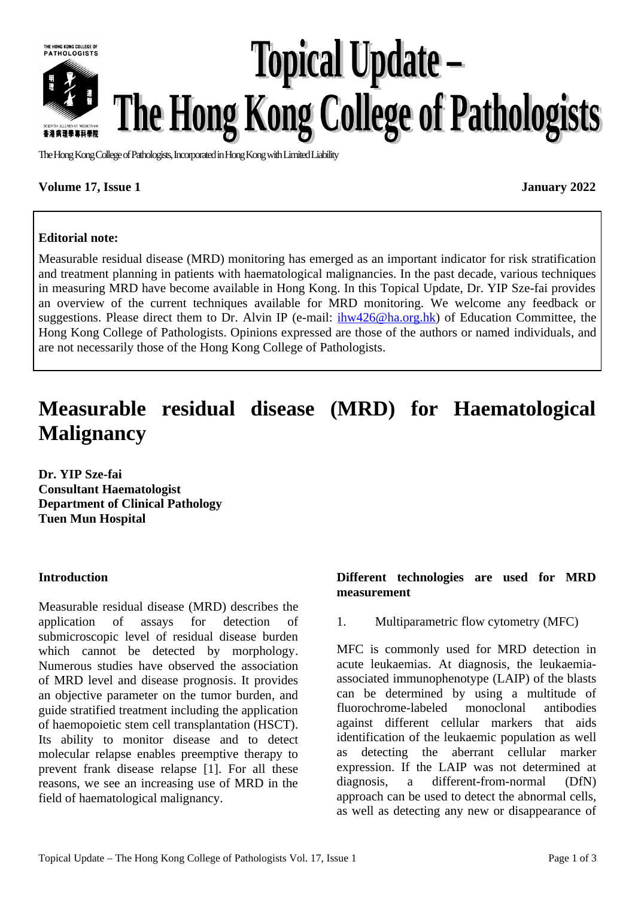# Topical Update – The Hong Kong College of Pathologists

The Hong Kong College of Pathologists, Incorporated in Hong Kong with Limited Liability

**Volume 17, Issue 1** **January 2022**

**Editorial note:**

Measurable residual disease (MRD) monitoring has emerged as an important indicator for risk stratification and treatment planning in patients with haematological malignancies. In the past decade, various techniques in measuring MRD have become available in Hong Kong. In this Topical Update, Dr. YIP Sze-fai provides an overview of the current techniques available for MRD monitoring. We welcome any feedback or suggestions. Please direct them to Dr. Alvin IP (e-mail: ihw426@ha.org.hk) of Education Committee, the Hong Kong College of Pathologists. Opinions expressed are those of the authors or named individuals, and are not necessarily those of the Hong Kong College of Pathologists.

# Measurable residual disease (MRD) for Haematological Malignancy

**Dr. YIP Sze-fai**
**Consultant Haematologist**
**Department of Clinical Pathology**
**Tuen Mun Hospital**

### Introduction

Measurable residual disease (MRD) describes the application of assays for detection of submicroscopic level of residual disease burden which cannot be detected by morphology. Numerous studies have observed the association of MRD level and disease prognosis. It provides an objective parameter on the tumor burden, and guide stratified treatment including the application of haemopoietic stem cell transplantation (HSCT). Its ability to monitor disease and to detect molecular relapse enables preemptive therapy to prevent frank disease relapse [1]. For all these reasons, we see an increasing use of MRD in the field of haematological malignancy.

### Different technologies are used for MRD measurement

1. Multiparametric flow cytometry (MFC)

MFC is commonly used for MRD detection in acute leukaemias. At diagnosis, the leukaemia-associated immunophenotype (LAIP) of the blasts can be determined by using a multitude of fluorochrome-labeled monoclonal antibodies against different cellular markers that aids identification of the leukaemic population as well as detecting the aberrant cellular marker expression. If the LAIP was not determined at diagnosis, a different-from-normal (DfN) approach can be used to detect the abnormal cells, as well as detecting any new or disappearance of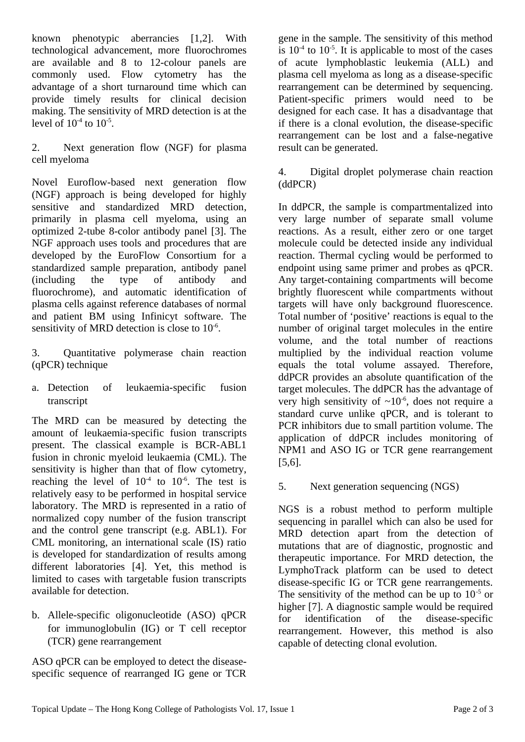known phenotypic aberrancies [1,2]. With technological advancement, more fluorochromes are available and 8 to 12-colour panels are commonly used. Flow cytometry has the advantage of a short turnaround time which can provide timely results for clinical decision making. The sensitivity of MRD detection is at the level of $10^{-4}$ to $10^{-5}$.

2. Next generation flow (NGF) for plasma cell myeloma

Novel Euroflow-based next generation flow (NGF) approach is being developed for highly sensitive and standardized MRD detection, primarily in plasma cell myeloma, using an optimized 2-tube 8-color antibody panel [3]. The NGF approach uses tools and procedures that are developed by the EuroFlow Consortium for a standardized sample preparation, antibody panel (including the type of antibody and fluorochrome), and automatic identification of plasma cells against reference databases of normal and patient BM using Infinicyt software. The sensitivity of MRD detection is close to $10^{-6}$.

3. Quantitative polymerase chain reaction (qPCR) technique

a. Detection of leukaemia-specific fusion transcript

The MRD can be measured by detecting the amount of leukaemia-specific fusion transcripts present. The classical example is BCR-ABL1 fusion in chronic myeloid leukaemia (CML). The sensitivity is higher than that of flow cytometry, reaching the level of $10^{-4}$ to $10^{-6}$. The test is relatively easy to be performed in hospital service laboratory. The MRD is represented in a ratio of normalized copy number of the fusion transcript and the control gene transcript (e.g. ABL1). For CML monitoring, an international scale (IS) ratio is developed for standardization of results among different laboratories [4]. Yet, this method is limited to cases with targetable fusion transcripts available for detection.

b. Allele-specific oligonucleotide (ASO) qPCR for immunoglobulin (IG) or T cell receptor (TCR) gene rearrangement

ASO qPCR can be employed to detect the disease-specific sequence of rearranged IG gene or TCR gene in the sample. The sensitivity of this method is $10^{-4}$ to $10^{-5}$. It is applicable to most of the cases of acute lymphoblastic leukemia (ALL) and plasma cell myeloma as long as a disease-specific rearrangement can be determined by sequencing. Patient-specific primers would need to be designed for each case. It has a disadvantage that if there is a clonal evolution, the disease-specific rearrangement can be lost and a false-negative result can be generated.

4. Digital droplet polymerase chain reaction (ddPCR)

In ddPCR, the sample is compartmentalized into very large number of separate small volume reactions. As a result, either zero or one target molecule could be detected inside any individual reaction. Thermal cycling would be performed to endpoint using same primer and probes as qPCR. Any target-containing compartments will become brightly fluorescent while compartments without targets will have only background fluorescence. Total number of 'positive' reactions is equal to the number of original target molecules in the entire volume, and the total number of reactions multiplied by the individual reaction volume equals the total volume assayed. Therefore, ddPCR provides an absolute quantification of the target molecules. The ddPCR has the advantage of very high sensitivity of ~$10^{-6}$, does not require a standard curve unlike qPCR, and is tolerant to PCR inhibitors due to small partition volume. The application of ddPCR includes monitoring of NPM1 and ASO IG or TCR gene rearrangement [5,6].

5. Next generation sequencing (NGS)

NGS is a robust method to perform multiple sequencing in parallel which can also be used for MRD detection apart from the detection of mutations that are of diagnostic, prognostic and therapeutic importance. For MRD detection, the LymphoTrack platform can be used to detect disease-specific IG or TCR gene rearrangements. The sensitivity of the method can be up to $10^{-5}$ or higher [7]. A diagnostic sample would be required for identification of the disease-specific rearrangement. However, this method is also capable of detecting clonal evolution.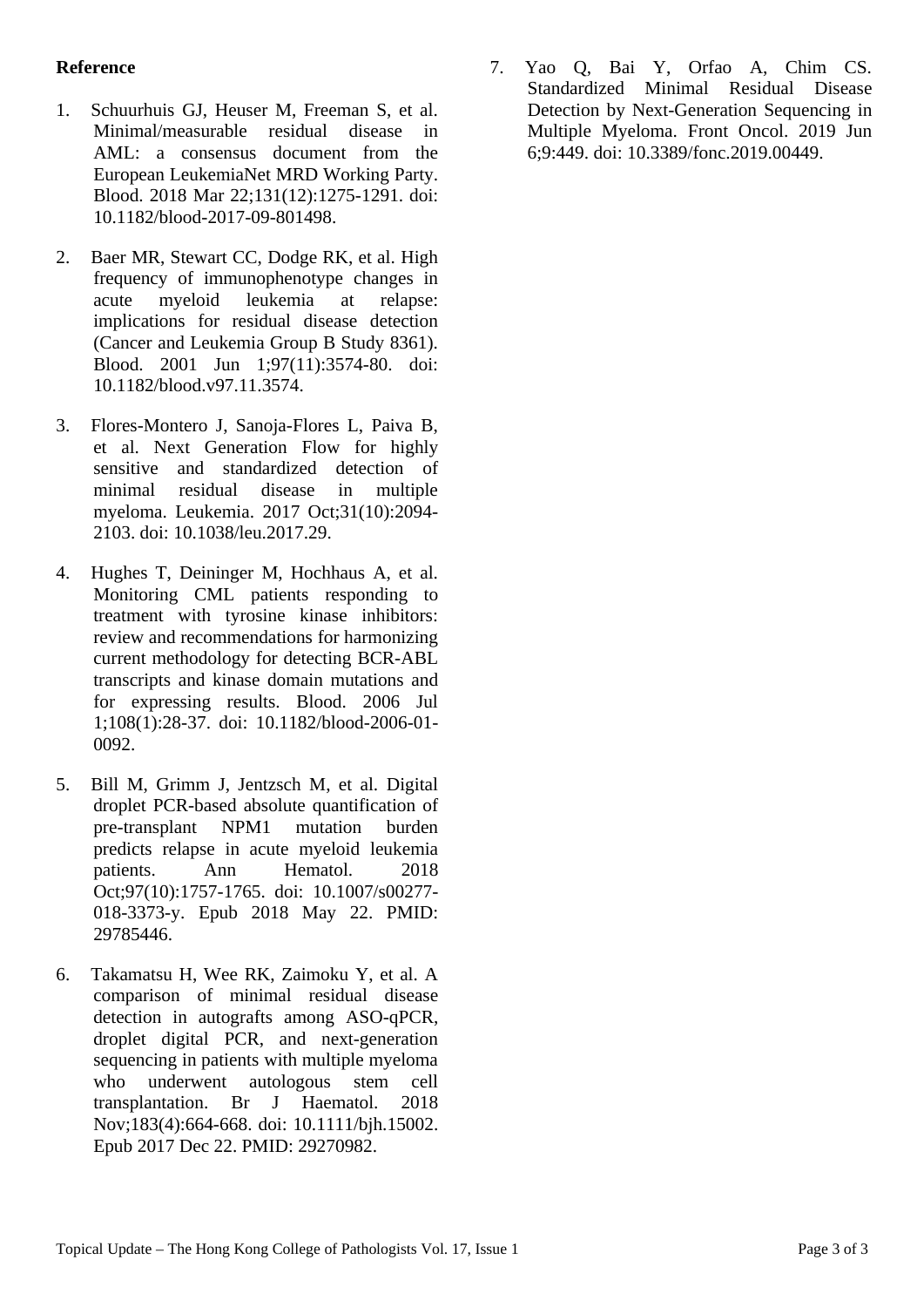**Reference**

1. Schuurhuis GJ, Heuser M, Freeman S, et al. Minimal/measurable residual disease in AML: a consensus document from the European LeukemiaNet MRD Working Party. Blood. 2018 Mar 22;131(12):1275-1291. doi: 10.1182/blood-2017-09-801498.

2. Baer MR, Stewart CC, Dodge RK, et al. High frequency of immunophenotype changes in acute myeloid leukemia at relapse: implications for residual disease detection (Cancer and Leukemia Group B Study 8361). Blood. 2001 Jun 1;97(11):3574-80. doi: 10.1182/blood.v97.11.3574.

3. Flores-Montero J, Sanoja-Flores L, Paiva B, et al. Next Generation Flow for highly sensitive and standardized detection of minimal residual disease in multiple myeloma. Leukemia. 2017 Oct;31(10):2094-2103. doi: 10.1038/leu.2017.29.

4. Hughes T, Deininger M, Hochhaus A, et al. Monitoring CML patients responding to treatment with tyrosine kinase inhibitors: review and recommendations for harmonizing current methodology for detecting BCR-ABL transcripts and kinase domain mutations and for expressing results. Blood. 2006 Jul 1;108(1):28-37. doi: 10.1182/blood-2006-01-0092.

5. Bill M, Grimm J, Jentzsch M, et al. Digital droplet PCR-based absolute quantification of pre-transplant NPM1 mutation burden predicts relapse in acute myeloid leukemia patients. Ann Hematol. 2018 Oct;97(10):1757-1765. doi: 10.1007/s00277-018-3373-y. Epub 2018 May 22. PMID: 29785446.

6. Takamatsu H, Wee RK, Zaimoku Y, et al. A comparison of minimal residual disease detection in autografts among ASO-qPCR, droplet digital PCR, and next-generation sequencing in patients with multiple myeloma who underwent autologous stem cell transplantation. Br J Haematol. 2018 Nov;183(4):664-668. doi: 10.1111/bjh.15002. Epub 2017 Dec 22. PMID: 29270982.

7. Yao Q, Bai Y, Orfao A, Chim CS. Standardized Minimal Residual Disease Detection by Next-Generation Sequencing in Multiple Myeloma. Front Oncol. 2019 Jun 6;9:449. doi: 10.3389/fonc.2019.00449.